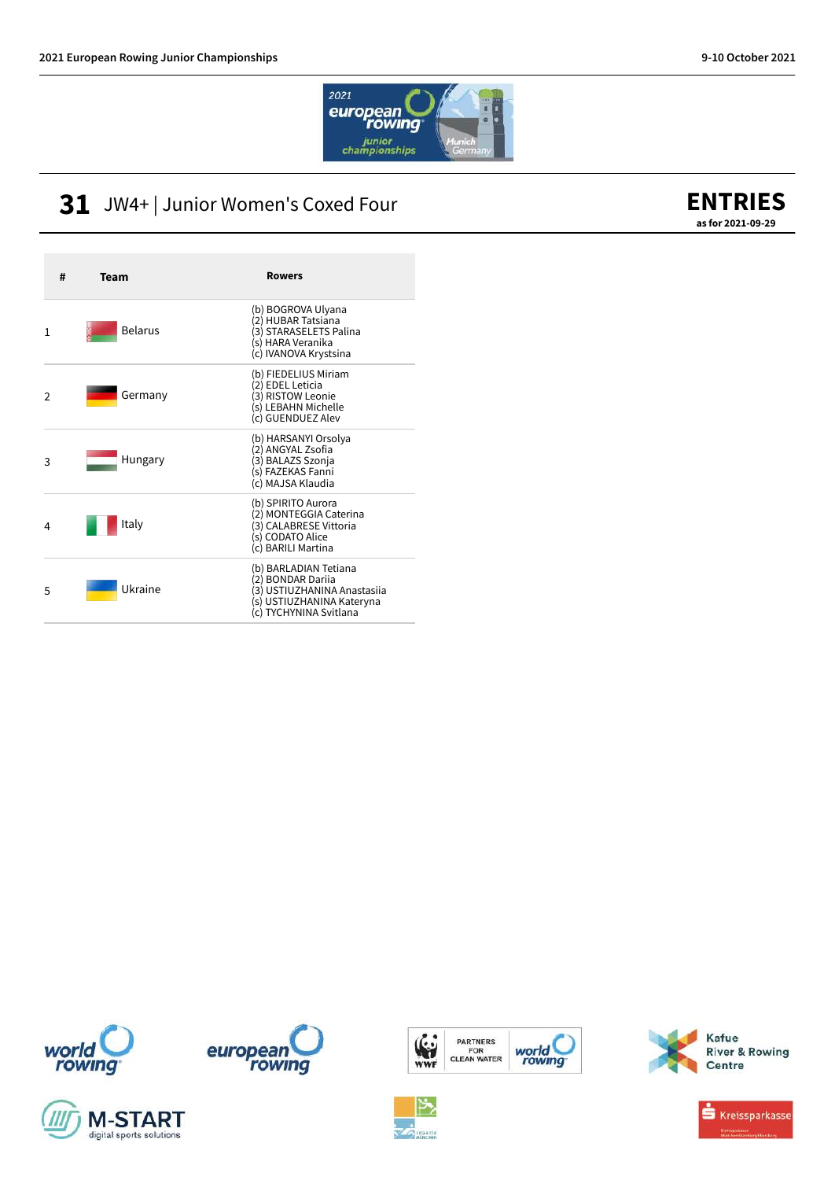# 31 JW4+ | Junior Women's Coxed Four

## ENTRIES

as for 2021-09-29

| # | Team | Rowers |
|---|---|---|
| 1 | Belarus | (b) BOGROVA Ulyana<br>(2) HUBAR Tatsiana<br>(3) STARASELETS Palina<br>(s) HARA Veranika<br>(c) IVANOVA Krystsina |
| 2 | Germany | (b) FIEDELIUS Miriam<br>(2) EDEL Leticia<br>(3) RISTOW Leonie<br>(s) LEBAHN Michelle<br>(c) GUENDUEZ Alev |
| 3 | Hungary | (b) HARSANYI Orsolya<br>(2) ANGYAL Zsofia<br>(3) BALAZS Szonja<br>(s) FAZEKAS Fanni<br>(c) MAJSA Klaudia |
| 4 | Italy | (b) SPIRITO Aurora<br>(2) MONTEGGIA Caterina<br>(3) CALABRESE Vittoria<br>(s) CODATO Alice<br>(c) BARILI Martina |
| 5 | Ukraine | (b) BARLADIAN Tetiana<br>(2) BONDAR Dariia<br>(3) USTIUZHANINA Anastasiia<br>(s) USTIUZHANINA Kateryna<br>(c) TYCHYNINA Svitlana |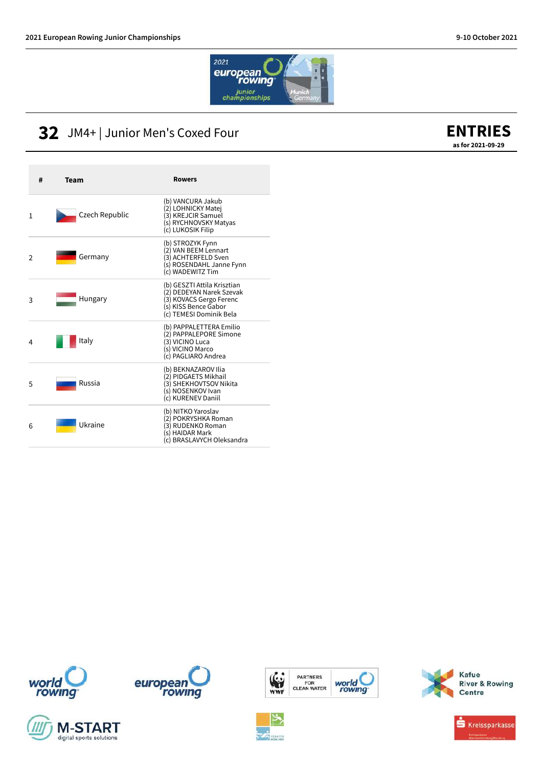# 32 JM4+ | Junior Men's Coxed Four

## ENTRIES

as for 2021-09-29

| # | Team | Rowers |
|---|---|---|
| 1 | Czech Republic | (b) VANCURA Jakub<br>(2) LOHNICKY Matej<br>(3) KREJCIR Samuel<br>(s) RYCHNOVSKY Matyas<br>(c) LUKOSIK Filip |
| 2 | Germany | (b) STROZYK Fynn<br>(2) VAN BEEM Lennart<br>(3) ACHTERFELD Sven<br>(s) ROSENDAHL Janne Fynn<br>(c) WADEWITZ Tim |
| 3 | Hungary | (b) GESZTI Attila Krisztian<br>(2) DEDEYAN Narek Szevak<br>(3) KOVACS Gergo Ferenc<br>(s) KISS Bence Gabor<br>(c) TEMESI Dominik Bela |
| 4 | Italy | (b) PAPPALETTERA Emilio<br>(2) PAPPALEPORE Simone<br>(3) VICINO Luca<br>(s) VICINO Marco<br>(c) PAGLIARO Andrea |
| 5 | Russia | (b) BEKNAZAROV Ilia<br>(2) PIDGAETS Mikhail<br>(3) SHEKHOVTSOV Nikita<br>(s) NOSENKOV Ivan<br>(c) KURENEV Daniil |
| 6 | Ukraine | (b) NITKO Yaroslav<br>(2) POKRYSHKA Roman<br>(3) RUDENKO Roman<br>(s) HAIDAR Mark<br>(c) BRASLAVYCH Oleksandra |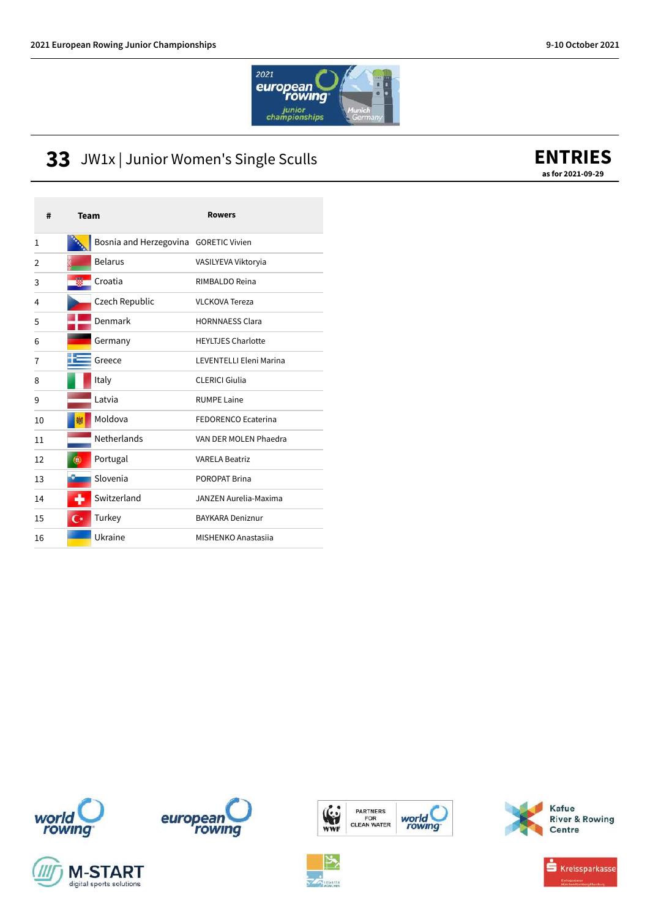## 33 JW1x | Junior Women's Single Sculls

**ENTRIES**
**as for 2021-09-29**

| # | Team | Rowers |
|---|---|---|
| 1 | Bosnia and Herzegovina | GORETIC Vivien |
| 2 | Belarus | VASILYEVA Viktoryia |
| 3 | Croatia | RIMBALDO Reina |
| 4 | Czech Republic | VLCKOVA Tereza |
| 5 | Denmark | HORNNAESS Clara |
| 6 | Germany | HEYLTJES Charlotte |
| 7 | Greece | LEVENTELLI Eleni Marina |
| 8 | Italy | CLERICI Giulia |
| 9 | Latvia | RUMPE Laine |
| 10 | Moldova | FEDORENCO Ecaterina |
| 11 | Netherlands | VAN DER MOLEN Phaedra |
| 12 | Portugal | VARELA Beatriz |
| 13 | Slovenia | POROPAT Brina |
| 14 | Switzerland | JANZEN Aurelia-Maxima |
| 15 | Turkey | BAYKARA Deniznur |
| 16 | Ukraine | MISHENKO Anastasiia |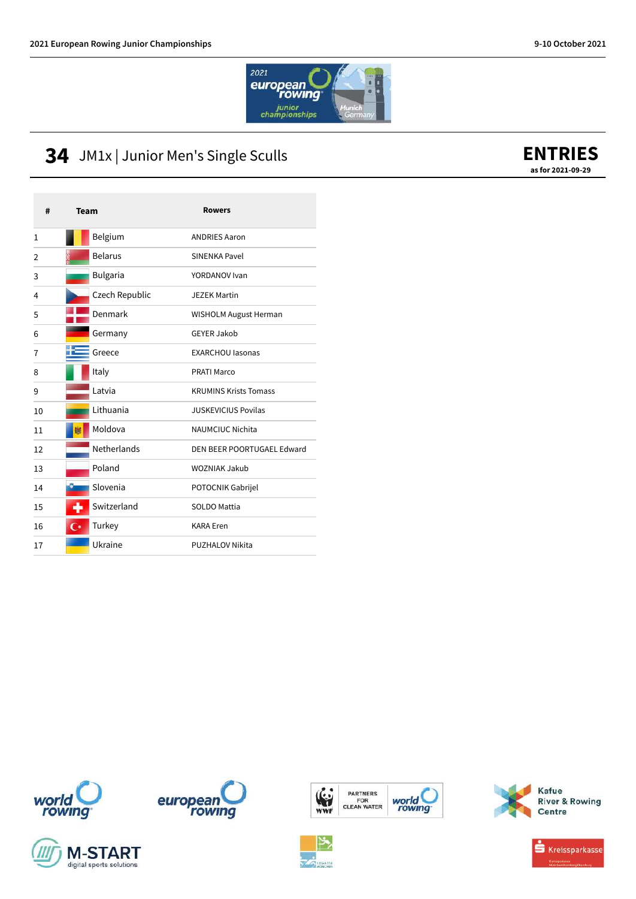# 34 JM1x | Junior Men's Single Sculls

**ENTRIES**
as for 2021-09-29

| # | Team | Rowers |
|---|---|---|
| 1 | Belgium | ANDRIES Aaron |
| 2 | Belarus | SINENKA Pavel |
| 3 | Bulgaria | YORDANOV Ivan |
| 4 | Czech Republic | JEZEK Martin |
| 5 | Denmark | WISHOLM August Herman |
| 6 | Germany | GEYER Jakob |
| 7 | Greece | EXARCHOU Iasonas |
| 8 | Italy | PRATI Marco |
| 9 | Latvia | KRUMINS Krists Tomass |
| 10 | Lithuania | JUSKEVICIUS Povilas |
| 11 | Moldova | NAUMCIUC Nichita |
| 12 | Netherlands | DEN BEER POORTUGAEL Edward |
| 13 | Poland | WOZNIAK Jakub |
| 14 | Slovenia | POTOCNIK Gabrijel |
| 15 | Switzerland | SOLDO Mattia |
| 16 | Turkey | KARA Eren |
| 17 | Ukraine | PUZHALOV Nikita |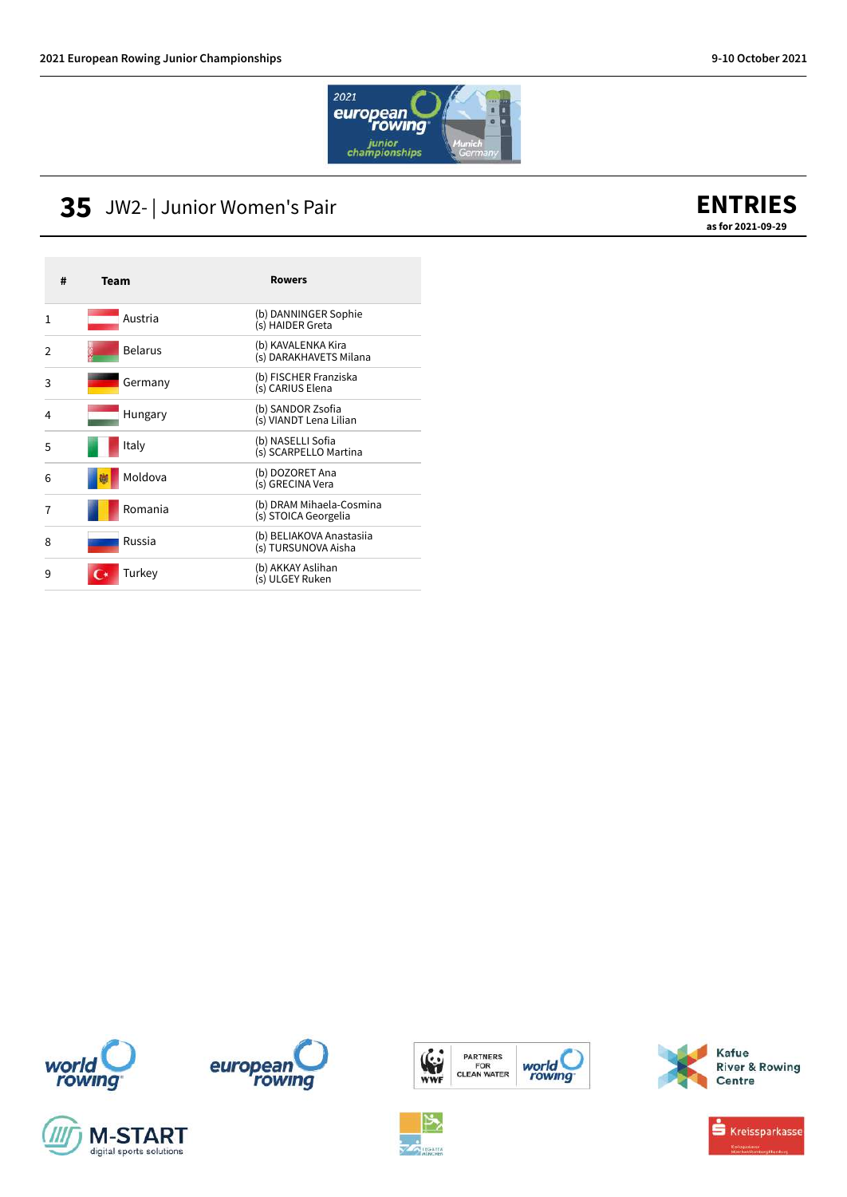# 35 JW2- | Junior Women's Pair

**ENTRIES**
as for 2021-09-29

| # | Team | Rowers |
|---|---|---|
| 1 | Austria | (b) DANNINGER Sophie<br>(s) HAIDER Greta |
| 2 | Belarus | (b) KAVALENKA Kira<br>(s) DARAKHAVETS Milana |
| 3 | Germany | (b) FISCHER Franziska<br>(s) CARIUS Elena |
| 4 | Hungary | (b) SANDOR Zsofia<br>(s) VIANDT Lena Lilian |
| 5 | Italy | (b) NASELLI Sofia<br>(s) SCARPELLO Martina |
| 6 | Moldova | (b) DOZORET Ana<br>(s) GRECINA Vera |
| 7 | Romania | (b) DRAM Mihaela-Cosmina<br>(s) STOICA Georgelia |
| 8 | Russia | (b) BELIAKOVA Anastasiia<br>(s) TURSUNOVA Aisha |
| 9 | Turkey | (b) AKKAY Aslihan<br>(s) ULGEY Ruken |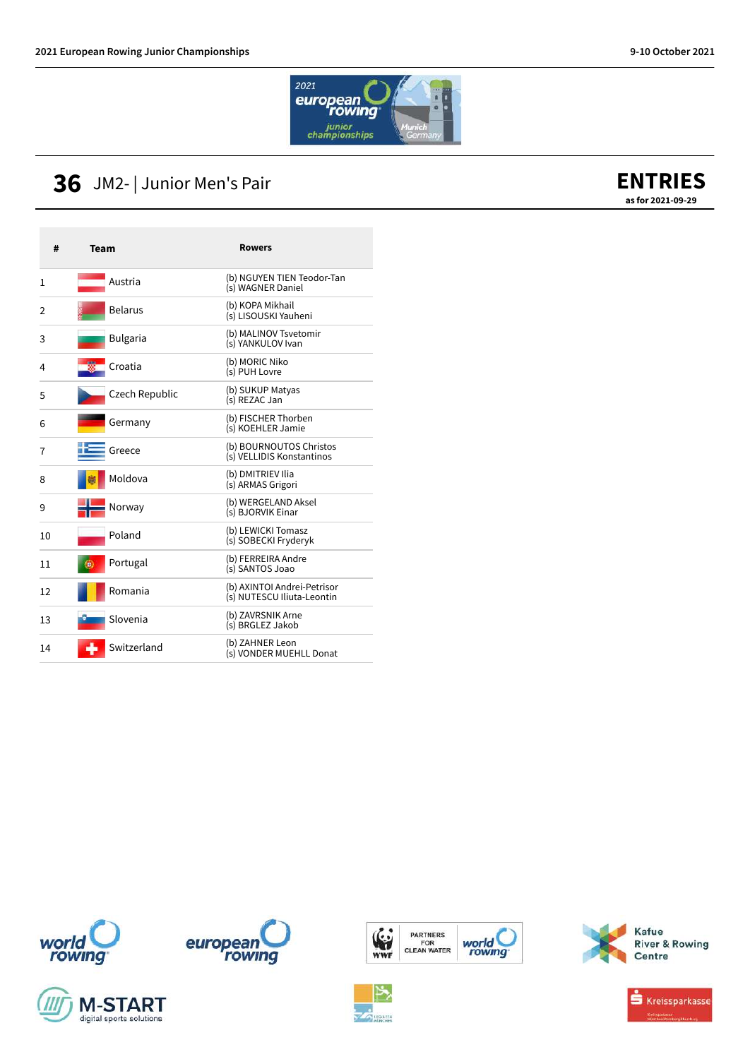# 36 JM2- | Junior Men's Pair

**ENTRIES**
**as for 2021-09-29**

| # | Team | Rowers |
|---|---|---|
| 1 | Austria | (b) NGUYEN TIEN Teodor-Tan<br>(s) WAGNER Daniel |
| 2 | Belarus | (b) KOPA Mikhail<br>(s) LISOUSKI Yauheni |
| 3 | Bulgaria | (b) MALINOV Tsvetomir<br>(s) YANKULOV Ivan |
| 4 | Croatia | (b) MORIC Niko<br>(s) PUH Lovre |
| 5 | Czech Republic | (b) SUKUP Matyas<br>(s) REZAC Jan |
| 6 | Germany | (b) FISCHER Thorben<br>(s) KOEHLER Jamie |
| 7 | Greece | (b) BOURNOUTOS Christos<br>(s) VELLIDIS Konstantinos |
| 8 | Moldova | (b) DMITRIEV Ilia<br>(s) ARMAS Grigori |
| 9 | Norway | (b) WERGELAND Aksel<br>(s) BJORVIK Einar |
| 10 | Poland | (b) LEWICKI Tomasz<br>(s) SOBECKI Fryderyk |
| 11 | Portugal | (b) FERREIRA Andre<br>(s) SANTOS Joao |
| 12 | Romania | (b) AXINTOI Andrei-Petrisor<br>(s) NUTESCU Iliuta-Leontin |
| 13 | Slovenia | (b) ZAVRSNIK Arne<br>(s) BRGLEZ Jakob |
| 14 | Switzerland | (b) ZAHNER Leon<br>(s) VONDER MUEHLL Donat |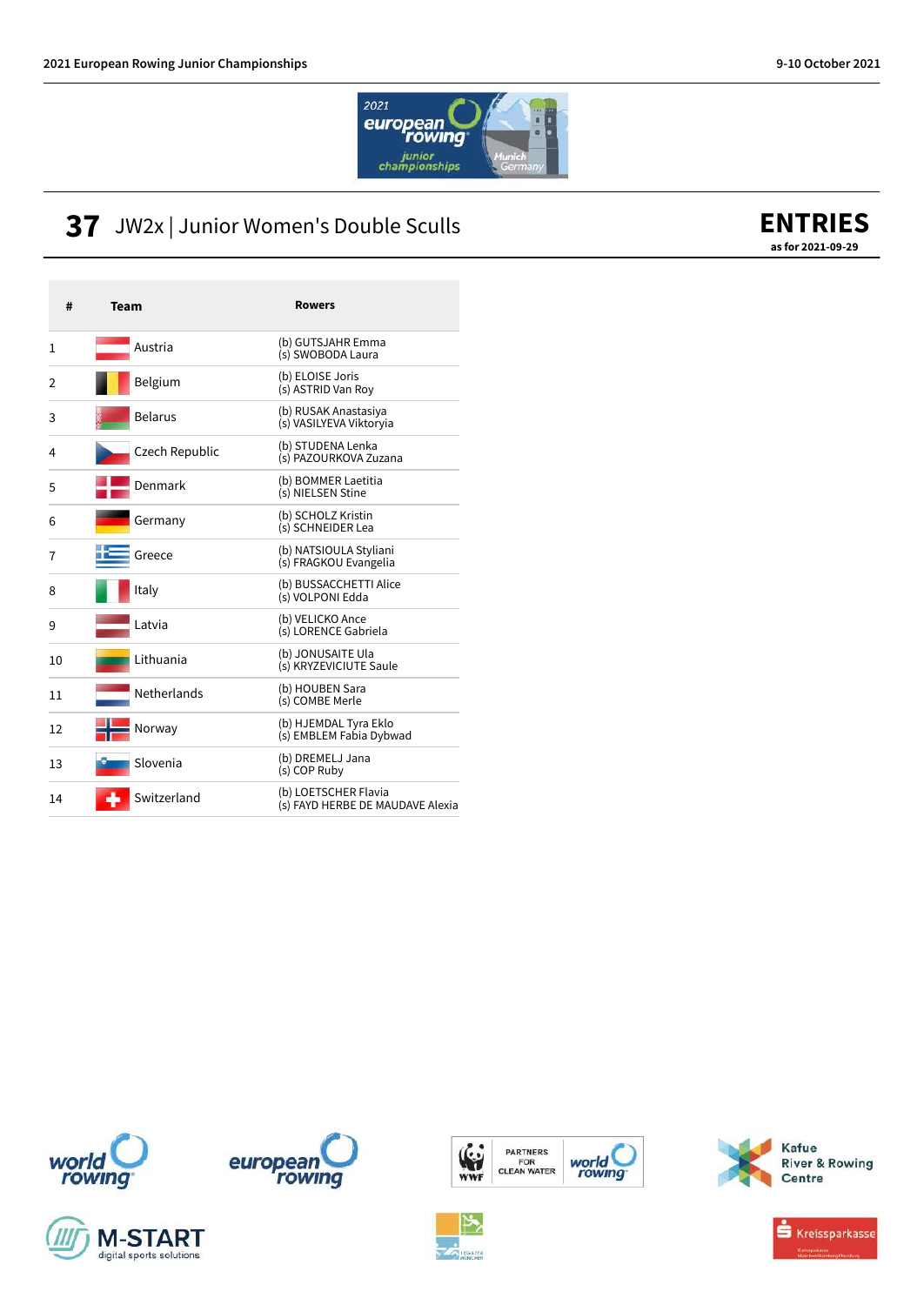# 37 JW2x | Junior Women's Double Sculls

**ENTRIES**
**as for 2021-09-29**

| # | Team | Rowers |
|---|---|---|
| 1 | Austria | (b) GUTSJAHR Emma<br>(s) SWOBODA Laura |
| 2 | Belgium | (b) ELOISE Joris<br>(s) ASTRID Van Roy |
| 3 | Belarus | (b) RUSAK Anastasiya<br>(s) VASILYEVA Viktoryia |
| 4 | Czech Republic | (b) STUDENA Lenka<br>(s) PAZOURKOVA Zuzana |
| 5 | Denmark | (b) BOMMER Laetitia<br>(s) NIELSEN Stine |
| 6 | Germany | (b) SCHOLZ Kristin<br>(s) SCHNEIDER Lea |
| 7 | Greece | (b) NATSIOULA Styliani<br>(s) FRAGKOU Evangelia |
| 8 | Italy | (b) BUSSACCHETTI Alice<br>(s) VOLPONI Edda |
| 9 | Latvia | (b) VELICKO Ance<br>(s) LORENCE Gabriela |
| 10 | Lithuania | (b) JONUSAITE Ula<br>(s) KRYZEVICIUTE Saule |
| 11 | Netherlands | (b) HOUBEN Sara<br>(s) COMBE Merle |
| 12 | Norway | (b) HJEMDAL Tyra Eklo<br>(s) EMBLEM Fabia Dybwad |
| 13 | Slovenia | (b) DREMELJ Jana<br>(s) COP Ruby |
| 14 | Switzerland | (b) LOETSCHER Flavia<br>(s) FAYD HERBE DE MAUDAVE Alexia |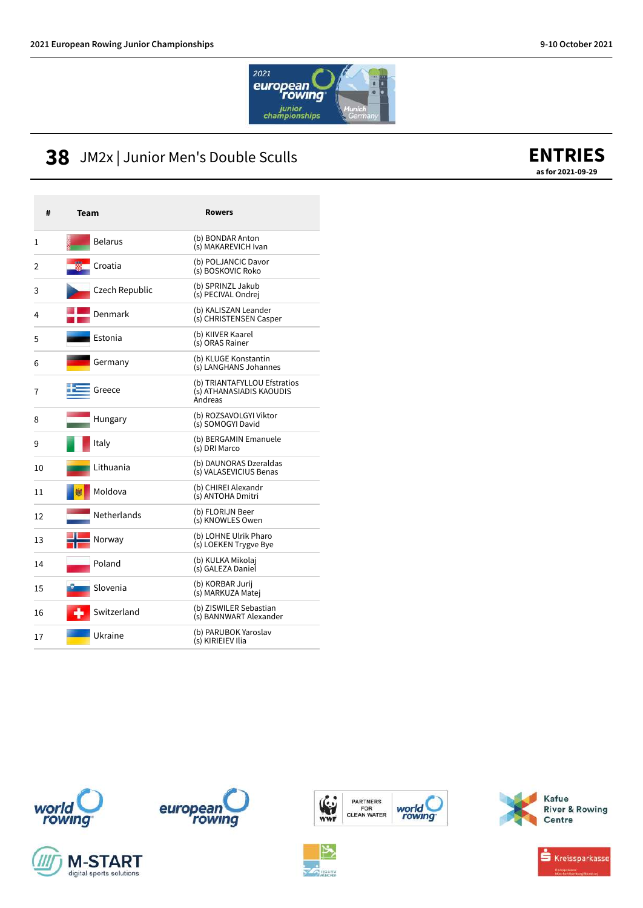# 38 JM2x | Junior Men's Double Sculls

**ENTRIES**
**as for 2021-09-29**

| # | Team | Rowers |
|---|---|---|
| 1 | Belarus | (b) BONDAR Anton<br>(s) MAKAREVICH Ivan |
| 2 | Croatia | (b) POLJANCIC Davor<br>(s) BOSKOVIC Roko |
| 3 | Czech Republic | (b) SPRINZL Jakub<br>(s) PECIVAL Ondrej |
| 4 | Denmark | (b) KALISZAN Leander<br>(s) CHRISTENSEN Casper |
| 5 | Estonia | (b) KIIVER Kaarel<br>(s) ORAS Rainer |
| 6 | Germany | (b) KLUGE Konstantin<br>(s) LANGHANS Johannes |
| 7 | Greece | (b) TRIANTAFYLLOU Efstratios<br>(s) ATHANASIADIS KAOUDIS Andreas |
| 8 | Hungary | (b) ROZSAVOLGYI Viktor<br>(s) SOMOGYI David |
| 9 | Italy | (b) BERGAMIN Emanuele<br>(s) DRI Marco |
| 10 | Lithuania | (b) DAUNORAS Dzeraldas<br>(s) VALASEVICIUS Benas |
| 11 | Moldova | (b) CHIREI Alexandr<br>(s) ANTOHA Dmitri |
| 12 | Netherlands | (b) FLORIJN Beer<br>(s) KNOWLES Owen |
| 13 | Norway | (b) LOHNE Ulrik Pharo<br>(s) LOEKEN Trygve Bye |
| 14 | Poland | (b) KULKA Mikolaj<br>(s) GALEZA Daniel |
| 15 | Slovenia | (b) KORBAR Jurij<br>(s) MARKUZA Matej |
| 16 | Switzerland | (b) ZISWILER Sebastian<br>(s) BANNWART Alexander |
| 17 | Ukraine | (b) PARUBOK Yaroslav<br>(s) KIRIEIEV Ilia |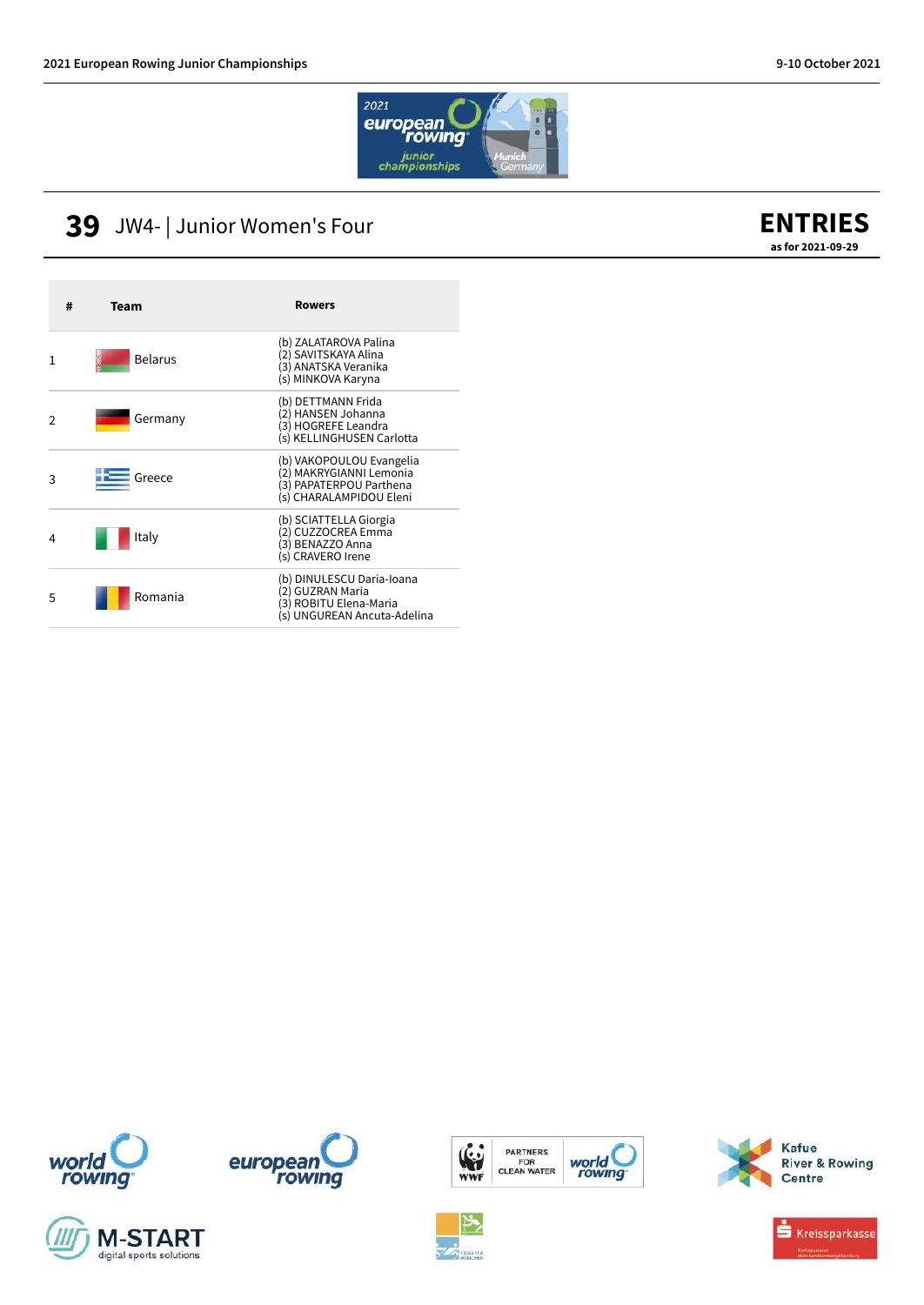# 39 JW4- | Junior Women's Four

**ENTRIES**
**as for 2021-09-29**

| # | Team | Rowers |
|---|---|---|
| 1 | Belarus | (b) ZALATAROVA Palina<br>(2) SAVITSKAYA Alina<br>(3) ANATSKA Veranika<br>(s) MINKOVA Karyna |
| 2 | Germany | (b) DETTMANN Frida<br>(2) HANSEN Johanna<br>(3) HOGREFE Leandra<br>(s) KELLINGHUSEN Carlotta |
| 3 | Greece | (b) VAKOPOULOU Evangelia<br>(2) MAKRYGIANNI Lemonia<br>(3) PAPATERPOU Parthena<br>(s) CHARALAMPIDOU Eleni |
| 4 | Italy | (b) SCIATTELLA Giorgia<br>(2) CUZZOCREA Emma<br>(3) BENAZZO Anna<br>(s) CRAVERO Irene |
| 5 | Romania | (b) DINULESCU Daria-Ioana<br>(2) GUZRAN Maria<br>(3) ROBITU Elena-Maria<br>(s) UNGUREAN Ancuta-Adelina |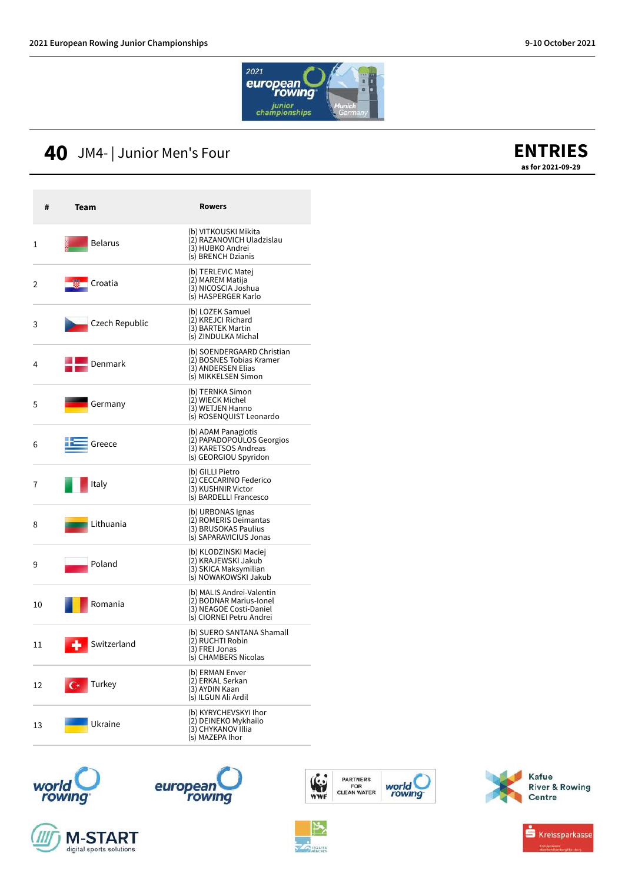# 40 JM4- | Junior Men's Four

**ENTRIES**
as for 2021-09-29

| # | Team | Rowers |
|---|---|---|
| 1 | Belarus | (b) VITKOUSKI Mikita<br>(2) RAZANOVICH Uladzislau<br>(3) HUBKO Andrei<br>(s) BRENCH Dzianis |
| 2 | Croatia | (b) TERLEVIC Matej<br>(2) MAREM Matija<br>(3) NICOSCIA Joshua<br>(s) HASPERGER Karlo |
| 3 | Czech Republic | (b) LOZEK Samuel<br>(2) KREJCI Richard<br>(3) BARTEK Martin<br>(s) ZINDULKA Michal |
| 4 | Denmark | (b) SOENDERGAARD Christian<br>(2) BOSNES Tobias Kramer<br>(3) ANDERSEN Elias<br>(s) MIKKELSEN Simon |
| 5 | Germany | (b) TERNKA Simon<br>(2) WIECK Michel<br>(3) WETJEN Hanno<br>(s) ROSENQUIST Leonardo |
| 6 | Greece | (b) ADAM Panagiotis<br>(2) PAPADOPOULOS Georgios<br>(3) KARETSOS Andreas<br>(s) GEORGIOU Spyridon |
| 7 | Italy | (b) GILLI Pietro<br>(2) CECCARINO Federico<br>(3) KUSHNIR Victor<br>(s) BARDELLI Francesco |
| 8 | Lithuania | (b) URBONAS Ignas<br>(2) ROMERIS Deimantas<br>(3) BRUSOKAS Paulius<br>(s) SAPARAVICIUS Jonas |
| 9 | Poland | (b) KLODZINSKI Maciej<br>(2) KRAJEWSKI Jakub<br>(3) SKICA Maksymilian<br>(s) NOWAKOWSKI Jakub |
| 10 | Romania | (b) MALIS Andrei-Valentin<br>(2) BODNAR Marius-Ionel<br>(3) NEAGOE Costi-Daniel<br>(s) CIORNEI Petru Andrei |
| 11 | Switzerland | (b) SUERO SANTANA Shamall<br>(2) RUCHTI Robin<br>(3) FREI Jonas<br>(s) CHAMBERS Nicolas |
| 12 | Turkey | (b) ERMAN Enver<br>(2) ERKAL Serkan<br>(3) AYDIN Kaan<br>(s) ILGUN Ali Ardil |
| 13 | Ukraine | (b) KYRYCHEVSKYI Ihor<br>(2) DEINEKO Mykhailo<br>(3) CHYKANOV Illia<br>(s) MAZEPA Ihor |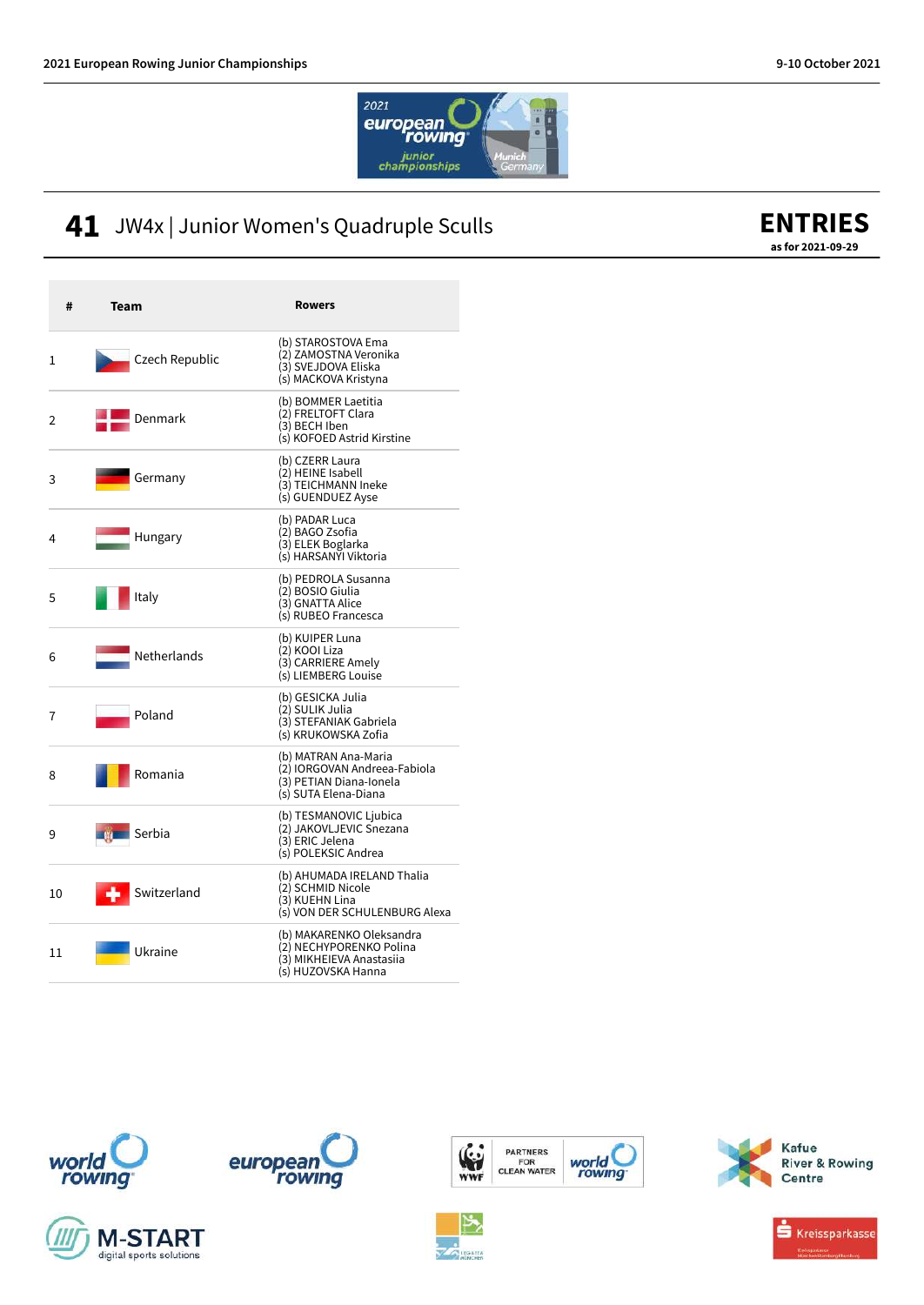## 41 JW4x | Junior Women's Quadruple Sculls

**ENTRIES**
**as for 2021-09-29**

| # | Team | Rowers |
|---|---|---|
| 1 | Czech Republic | (b) STAROSTOVA Ema<br>(2) ZAMOSTNA Veronika<br>(3) SVEJDOVA Eliska<br>(s) MACKOVA Kristyna |
| 2 | Denmark | (b) BOMMER Laetitia<br>(2) FRELTOFT Clara<br>(3) BECH Iben<br>(s) KOFOED Astrid Kirstine |
| 3 | Germany | (b) CZERR Laura<br>(2) HEINE Isabell<br>(3) TEICHMANN Ineke<br>(s) GUENDUEZ Ayse |
| 4 | Hungary | (b) PADAR Luca<br>(2) BAGO Zsofia<br>(3) ELEK Boglarka<br>(s) HARSANYI Viktoria |
| 5 | Italy | (b) PEDROLA Susanna<br>(2) BOSIO Giulia<br>(3) GNATTA Alice<br>(s) RUBEO Francesca |
| 6 | Netherlands | (b) KUIPER Luna<br>(2) KOOI Liza<br>(3) CARRIERE Amely<br>(s) LIEMBERG Louise |
| 7 | Poland | (b) GESICKA Julia<br>(2) SULIK Julia<br>(3) STEFANIAK Gabriela<br>(s) KRUKOWSKA Zofia |
| 8 | Romania | (b) MATRAN Ana-Maria<br>(2) IORGOVAN Andreea-Fabiola<br>(3) PETIAN Diana-Ionela<br>(s) SUTA Elena-Diana |
| 9 | Serbia | (b) TESMANOVIC Ljubica<br>(2) JAKOVLJEVIC Snezana<br>(3) ERIC Jelena<br>(s) POLEKSIC Andrea |
| 10 | Switzerland | (b) AHUMADA IRELAND Thalia<br>(2) SCHMID Nicole<br>(3) KUEHN Lina<br>(s) VON DER SCHULENBURG Alexa |
| 11 | Ukraine | (b) MAKARENKO Oleksandra<br>(2) NECHYPORENKO Polina<br>(3) MIKHEIEVA Anastasiia<br>(s) HUZOVSKA Hanna |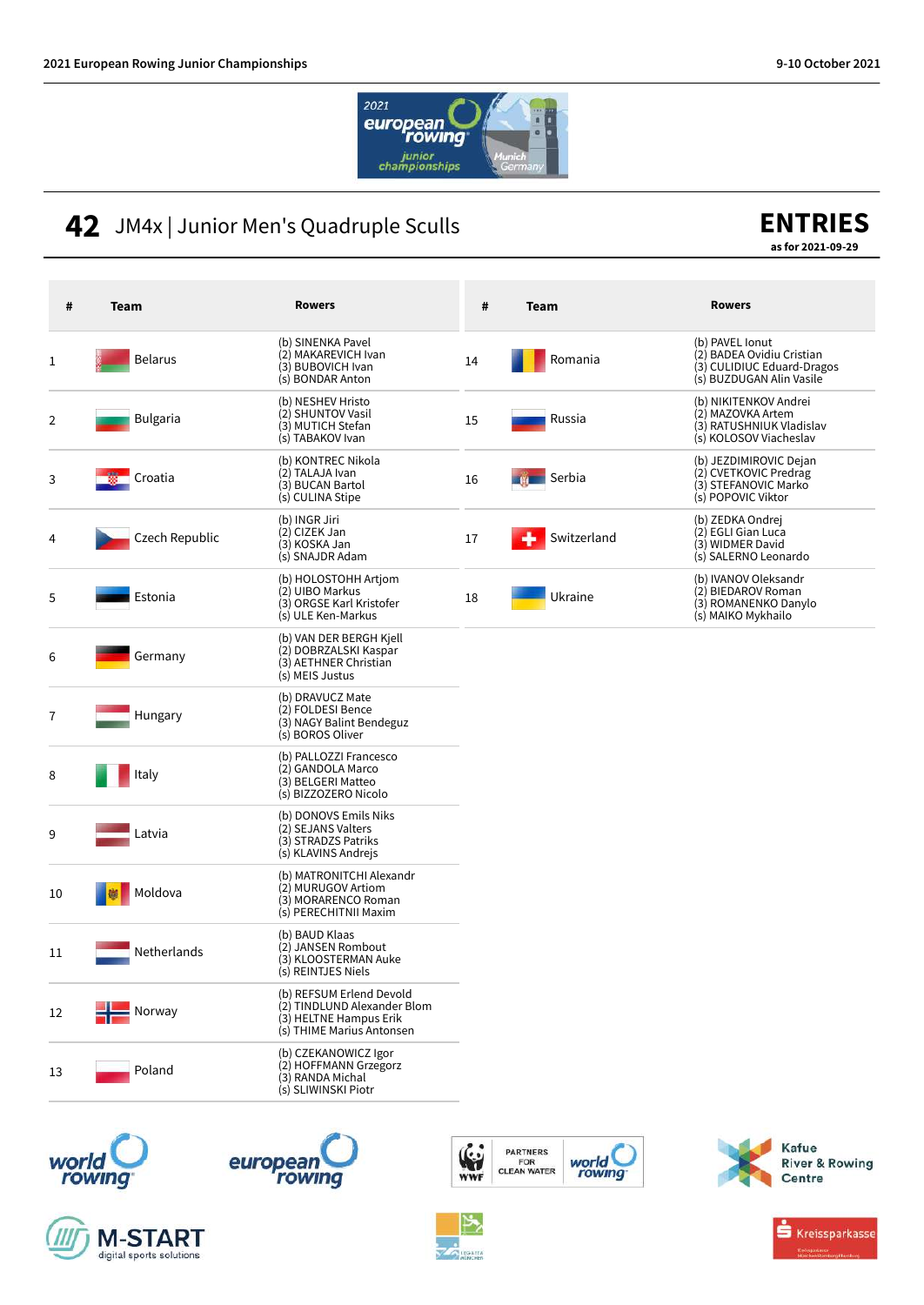# 42 JM4x | Junior Men's Quadruple Sculls

**ENTRIES**
as for 2021-09-29

| # | Team | Rowers |
|---|---|---|
| 1 | Belarus | (b) SINENKA Pavel<br>(2) MAKAREVICH Ivan<br>(3) BUBOVICH Ivan<br>(s) BONDAR Anton |
| 2 | Bulgaria | (b) NESHEV Hristo<br>(2) SHUNTOV Vasil<br>(3) MUTICH Stefan<br>(s) TABAKOV Ivan |
| 3 | Croatia | (b) KONTREC Nikola<br>(2) TALAJA Ivan<br>(3) BUCAN Bartol<br>(s) CULINA Stipe |
| 4 | Czech Republic | (b) INGR Jiri<br>(2) CIZEK Jan<br>(3) KOSKA Jan<br>(s) SNAJDR Adam |
| 5 | Estonia | (b) HOLOSTOHH Artjom<br>(2) UIBO Markus<br>(3) ORGSE Karl Kristofer<br>(s) ULE Ken-Markus |
| 6 | Germany | (b) VAN DER BERGH Kjell<br>(2) DOBRZALSKI Kaspar<br>(3) AETHNER Christian<br>(s) MEIS Justus |
| 7 | Hungary | (b) DRAVUCZ Mate<br>(2) FOLDESI Bence<br>(3) NAGY Balint Bendeguz<br>(s) BOROS Oliver |
| 8 | Italy | (b) PALLOZZI Francesco<br>(2) GANDOLA Marco<br>(3) BELGERI Matteo<br>(s) BIZZOZERO Nicolo |
| 9 | Latvia | (b) DONOVS Emils Niks<br>(2) SEJANS Valters<br>(3) STRADZS Patriks<br>(s) KLAVINS Andrejs |
| 10 | Moldova | (b) MATRONITCHI Alexandr<br>(2) MURUGOV Artiom<br>(3) MORARENCO Roman<br>(s) PERECHITNII Maxim |
| 11 | Netherlands | (b) BAUD Klaas<br>(2) JANSEN Rombout<br>(3) KLOOSTERMAN Auke<br>(s) REINTJES Niels |
| 12 | Norway | (b) REFSUM Erlend Devold<br>(2) TINDLUND Alexander Blom<br>(3) HELTNE Hampus Erik<br>(s) THIME Marius Antonsen |
| 13 | Poland | (b) CZEKANOWICZ Igor<br>(2) HOFFMANN Grzegorz<br>(3) RANDA Michal<br>(s) SLIWINSKI Piotr |
| 14 | Romania | (b) PAVEL Ionut<br>(2) BADEA Ovidiu Cristian<br>(3) CULIDIUC Eduard-Dragos<br>(s) BUZDUGAN Alin Vasile |
| 15 | Russia | (b) NIKITENKOV Andrei<br>(2) MAZOVKA Artem<br>(3) RATUSHNIUK Vladislav<br>(s) KOLOSOV Viacheslav |
| 16 | Serbia | (b) JEZDIMIROVIC Dejan<br>(2) CVETKOVIC Predrag<br>(3) STEFANOVIC Marko<br>(s) POPOVIC Viktor |
| 17 | Switzerland | (b) ZEDKA Ondrej<br>(2) EGLI Gian Luca<br>(3) WIDMER David<br>(s) SALERNO Leonardo |
| 18 | Ukraine | (b) IVANOV Oleksandr<br>(2) BIEDAROV Roman<br>(3) ROMANENKO Danylo<br>(s) MAIKO Mykhailo |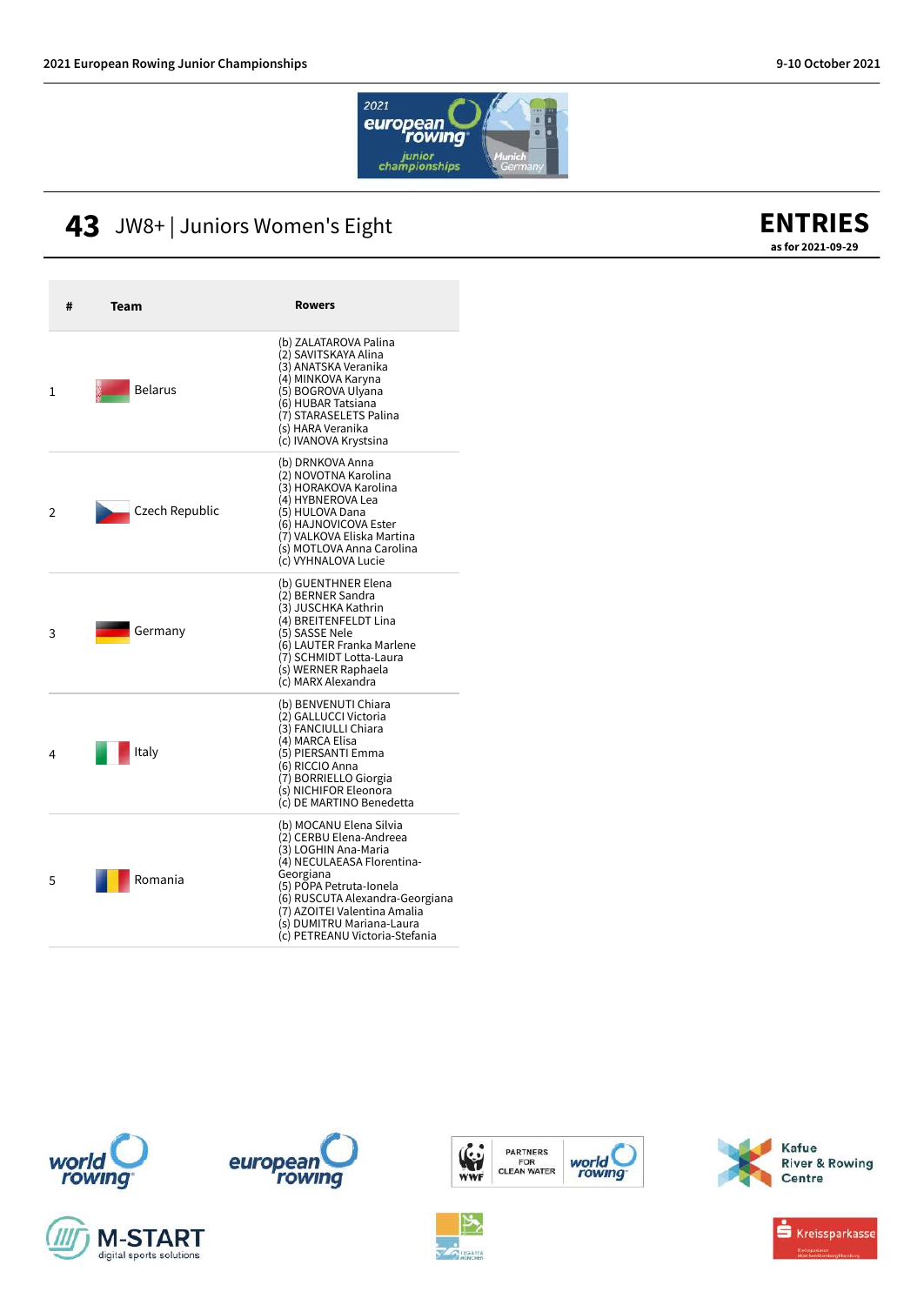# 43 JW8+ | Juniors Women's Eight

**ENTRIES**

**as for 2021-09-29**

| # | Team | Rowers |
|---|---|---|
| 1 | Belarus | (b) ZALATAROVA Palina<br>(2) SAVITSKAYA Alina<br>(3) ANATSKA Veranika<br>(4) MINKOVA Karyna<br>(5) BOGROVA Ulyana<br>(6) HUBAR Tatsiana<br>(7) STARASELETS Palina<br>(s) HARA Veranika<br>(c) IVANOVA Krystsina |
| 2 | Czech Republic | (b) DRNKOVA Anna<br>(2) NOVOTNA Karolina<br>(3) HORAKOVA Karolina<br>(4) HYBNEROVA Lea<br>(5) HULOVA Dana<br>(6) HAJNOVICOVA Ester<br>(7) VALKOVA Eliska Martina<br>(s) MOTLOVA Anna Carolina<br>(c) VYHNALOVA Lucie |
| 3 | Germany | (b) GUENTHNER Elena<br>(2) BERNER Sandra<br>(3) JUSCHKA Kathrin<br>(4) BREITENFELDT Lina<br>(5) SASSE Nele<br>(6) LAUTER Franka Marlene<br>(7) SCHMIDT Lotta-Laura<br>(s) WERNER Raphaela<br>(c) MARX Alexandra |
| 4 | Italy | (b) BENVENUTI Chiara<br>(2) GALLUCCI Victoria<br>(3) FANCIULLI Chiara<br>(4) MARCA Elisa<br>(5) PIERSANTI Emma<br>(6) RICCIO Anna<br>(7) BORRIELLO Giorgia<br>(s) NICHIFOR Eleonora<br>(c) DE MARTINO Benedetta |
| 5 | Romania | (b) MOCANU Elena Silvia<br>(2) CERBU Elena-Andreea<br>(3) LOGHIN Ana-Maria<br>(4) NECULAEASA Florentina-Georgiana<br>(5) POPA Petruta-Ionela<br>(6) RUSCUTA Alexandra-Georgiana<br>(7) AZOITEI Valentina Amalia<br>(s) DUMITRU Mariana-Laura<br>(c) PETREANU Victoria-Stefania |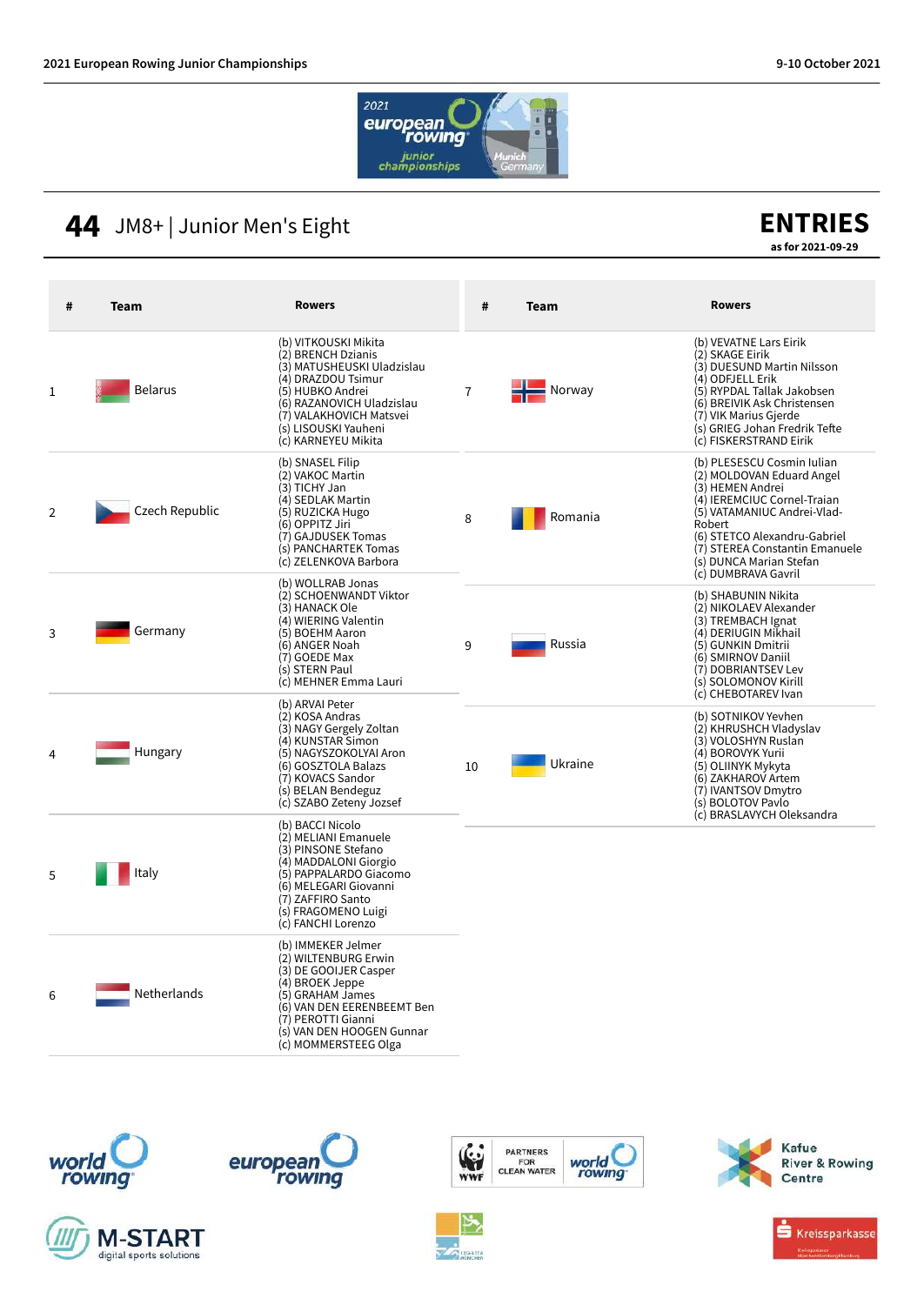# 44 JM8+ | Junior Men's Eight

**ENTRIES**
as for 2021-09-29

| # | Team | Rowers |
|---|---|---|
| 1 | Belarus | (b) VITKOUSKI Mikita<br>(2) BRENCH Dzianis<br>(3) MATUSHEUSKI Uladzislau<br>(4) DRAZDOU Tsimur<br>(5) HUBKO Andrei<br>(6) RAZANOVICH Uladzislau<br>(7) VALAKHOVICH Matsvei<br>(s) LISOUSKI Yauheni<br>(c) KARNEYEU Mikita |
| 2 | Czech Republic | (b) SNASEL Filip<br>(2) VAKOC Martin<br>(3) TICHY Jan<br>(4) SEDLAK Martin<br>(5) RUZICKA Hugo<br>(6) OPPITZ Jiri<br>(7) GAJDUSEK Tomas<br>(s) PANCHARTEK Tomas<br>(c) ZELENKOVA Barbora |
| 3 | Germany | (b) WOLLRAB Jonas<br>(2) SCHOENWANDT Viktor<br>(3) HANACK Ole<br>(4) WIERING Valentin<br>(5) BOEHM Aaron<br>(6) ANGER Noah<br>(7) GOEDE Max<br>(s) STERN Paul<br>(c) MEHNER Emma Lauri |
| 4 | Hungary | (b) ARVAI Peter<br>(2) KOSA Andras<br>(3) NAGY Gergely Zoltan<br>(4) KUNSTAR Simon<br>(5) NAGYSZOKOLYAI Aron<br>(6) GOSZTOLA Balazs<br>(7) KOVACS Sandor<br>(s) BELAN Bendeguz<br>(c) SZABO Zeteny Jozsef |
| 5 | Italy | (b) BACCI Nicolo<br>(2) MELIANI Emanuele<br>(3) PINSONE Stefano<br>(4) MADDALONI Giorgio<br>(5) PAPPALARDO Giacomo<br>(6) MELEGARI Giovanni<br>(7) ZAFFIRO Santo<br>(s) FRAGOMENO Luigi<br>(c) FANCHI Lorenzo |
| 6 | Netherlands | (b) IMMEKER Jelmer<br>(2) WILTENBURG Erwin<br>(3) DE GOOIJER Casper<br>(4) BROEK Jeppe<br>(5) GRAHAM James<br>(6) VAN DEN EERENBEEMT Ben<br>(7) PEROTTI Gianni<br>(s) VAN DEN HOOGEN Gunnar<br>(c) MOMMERSTEEG Olga |
| 7 | Norway | (b) VEVATNE Lars Eirik<br>(2) SKAGE Eirik<br>(3) DUESUND Martin Nilsson<br>(4) ODFJELL Erik<br>(5) RYPDAL Tallak Jakobsen<br>(6) BREIVIK Ask Christensen<br>(7) VIK Marius Gjerde<br>(s) GRIEG Johan Fredrik Tefte<br>(c) FISKERSTRAND Eirik |
| 8 | Romania | (b) PLESESCU Cosmin Iulian<br>(2) MOLDOVAN Eduard Angel<br>(3) HEMEN Andrei<br>(4) IEREMCIUC Cornel-Traian<br>(5) VATAMANIUC Andrei-Vlad-Robert<br>(6) STETCO Alexandru-Gabriel<br>(7) STEREA Constantin Emanuele<br>(s) DUNCA Marian Stefan<br>(c) DUMBRAVA Gavril |
| 9 | Russia | (b) SHABUNIN Nikita<br>(2) NIKOLAEV Alexander<br>(3) TREMBACH Ignat<br>(4) DERIUGIN Mikhail<br>(5) GUNKIN Dmitrii<br>(6) SMIRNOV Daniil<br>(7) DOBRIANTSEV Lev<br>(s) SOLOMONOV Kirill<br>(c) CHEBOTAREV Ivan |
| 10 | Ukraine | (b) SOTNIKOV Yevhen<br>(2) KHRUSHCH Vladyslav<br>(3) VOLOSHYN Ruslan<br>(4) BOROVYK Yurii<br>(5) OLIINYK Mykyta<br>(6) ZAKHAROV Artem<br>(7) IVANTSOV Dmytro<br>(s) BOLOTOV Pavlo<br>(c) BRASLAVYCH Oleksandra |